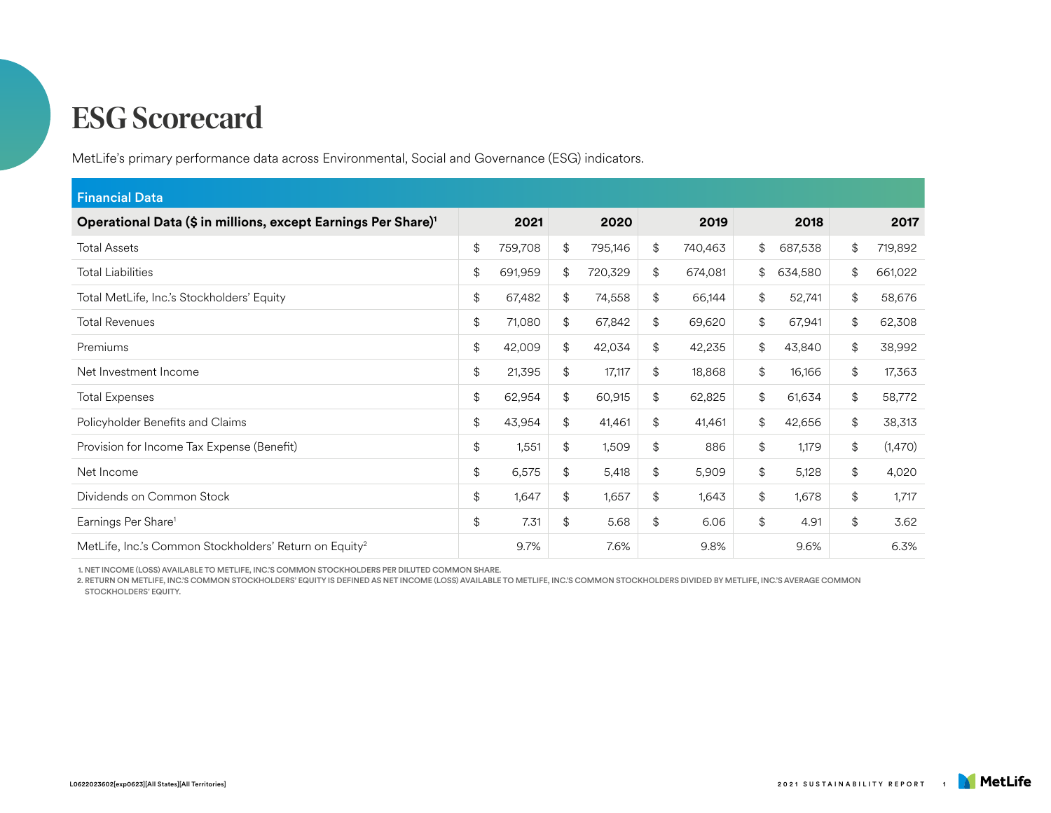# ESG Scorecard

MetLife's primary performance data across Environmental, Social and Governance (ESG) indicators.

## Financial Data

| Operational Data ($ in millions, except Earnings Per Share)[1] | 2021 | 2020 | 2019 | 2018 | 2017 |
|---|---|---|---|---|---|
| Total Assets | $ 759,708 | $ 795,146 | $ 740,463 | $ 687,538 | $ 719,892 |
| Total Liabilities | $ 691,959 | $ 720,329 | $ 674,081 | $ 634,580 | $ 661,022 |
| Total MetLife, Inc.'s Stockholders' Equity | $ 67,482 | $ 74,558 | $ 66,144 | $ 52,741 | $ 58,676 |
| Total Revenues | $ 71,080 | $ 67,842 | $ 69,620 | $ 67,941 | $ 62,308 |
| Premiums | $ 42,009 | $ 42,034 | $ 42,235 | $ 43,840 | $ 38,992 |
| Net Investment Income | $ 21,395 | $ 17,117 | $ 18,868 | $ 16,166 | $ 17,363 |
| Total Expenses | $ 62,954 | $ 60,915 | $ 62,825 | $ 61,634 | $ 58,772 |
| Policyholder Benefits and Claims | $ 43,954 | $ 41,461 | $ 41,461 | $ 42,656 | $ 38,313 |
| Provision for Income Tax Expense (Benefit) | $ 1,551 | $ 1,509 | $ 886 | $ 1,179 | $ (1,470) |
| Net Income | $ 6,575 | $ 5,418 | $ 5,909 | $ 5,128 | $ 4,020 |
| Dividends on Common Stock | $ 1,647 | $ 1,657 | $ 1,643 | $ 1,678 | $ 1,717 |
| Earnings Per Share[1] | $ 7.31 | $ 5.68 | $ 6.06 | $ 4.91 | $ 3.62 |
| MetLife, Inc.'s Common Stockholders' Return on Equity[2] | 9.7% | 7.6% | 9.8% | 9.6% | 6.3% |

1. NET INCOME (LOSS) AVAILABLE TO METLIFE, INC.'S COMMON STOCKHOLDERS PER DILUTED COMMON SHARE.
2. RETURN ON METLIFE, INC.'S COMMON STOCKHOLDERS' EQUITY IS DEFINED AS NET INCOME (LOSS) AVAILABLE TO METLIFE, INC.'S COMMON STOCKHOLDERS DIVIDED BY METLIFE, INC.'S AVERAGE COMMON STOCKHOLDERS' EQUITY.

L0622023602[exp0623][All States][All Territories]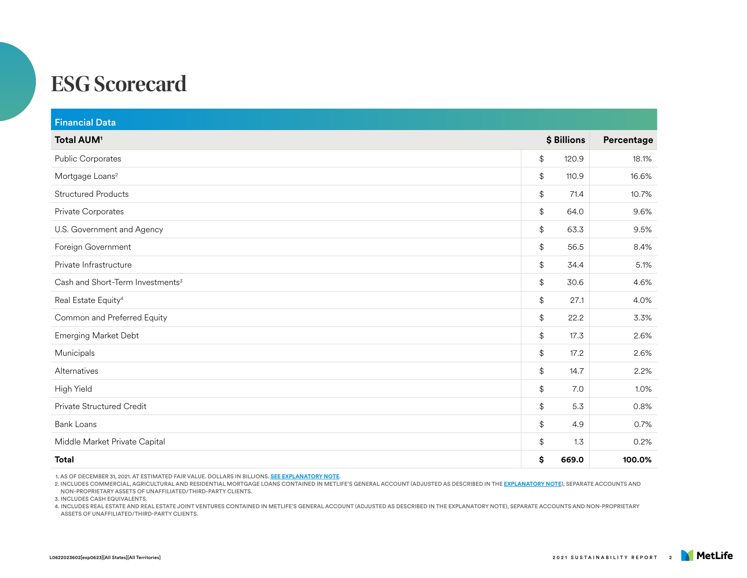# ESG Scorecard

## Financial Data

| Total AUM[1] | $ Billions | Percentage |
|---|---|---|
| Public Corporates | $ 120.9 | 18.1% |
| Mortgage Loans[2] | $ 110.9 | 16.6% |
| Structured Products | $ 71.4 | 10.7% |
| Private Corporates | $ 64.0 | 9.6% |
| U.S. Government and Agency | $ 63.3 | 9.5% |
| Foreign Government | $ 56.5 | 8.4% |
| Private Infrastructure | $ 34.4 | 5.1% |
| Cash and Short-Term Investments[3] | $ 30.6 | 4.6% |
| Real Estate Equity[4] | $ 27.1 | 4.0% |
| Common and Preferred Equity | $ 22.2 | 3.3% |
| Emerging Market Debt | $ 17.3 | 2.6% |
| Municipals | $ 17.2 | 2.6% |
| Alternatives | $ 14.7 | 2.2% |
| High Yield | $ 7.0 | 1.0% |
| Private Structured Credit | $ 5.3 | 0.8% |
| Bank Loans | $ 4.9 | 0.7% |
| Middle Market Private Capital | $ 1.3 | 0.2% |
| **Total** | **$ 669.0** | **100.0%** |

1. AS OF DECEMBER 31, 2021. AT ESTIMATED FAIR VALUE. DOLLARS IN BILLIONS. SEE EXPLANATORY NOTE.
2. INCLUDES COMMERCIAL, AGRICULTURAL AND RESIDENTIAL MORTGAGE LOANS CONTAINED IN METLIFE'S GENERAL ACCOUNT (ADJUSTED AS DESCRIBED IN THE EXPLANATORY NOTE), SEPARATE ACCOUNTS AND NON-PROPRIETARY ASSETS OF UNAFFILIATED/THIRD-PARTY CLIENTS.
3. INCLUDES CASH EQUIVALENTS.
4. INCLUDES REAL ESTATE AND REAL ESTATE JOINT VENTURES CONTAINED IN METLIFE'S GENERAL ACCOUNT (ADJUSTED AS DESCRIBED IN THE EXPLANATORY NOTE), SEPARATE ACCOUNTS AND NON-PROPRIETARY ASSETS OF UNAFFILIATED/THIRD-PARTY CLIENTS.

L0622023602[exp0623][All States][All Territories]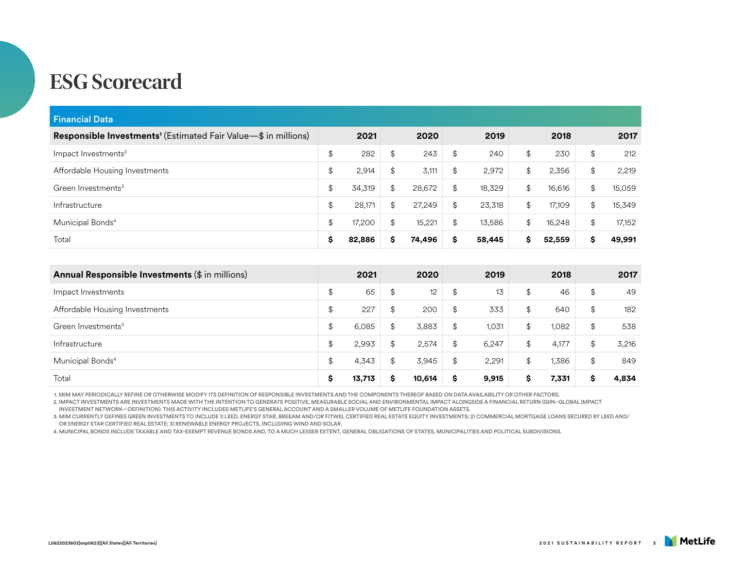# ESG Scorecard

## Financial Data

| Responsible Investments[1] (Estimated Fair Value—$ in millions) | 2021 | 2020 | 2019 | 2018 | 2017 |
|---|---|---|---|---|---|
| Impact Investments[2] | $ 282 | $ 243 | $ 240 | $ 230 | $ 212 |
| Affordable Housing Investments | $ 2,914 | $ 3,111 | $ 2,972 | $ 2,356 | $ 2,219 |
| Green Investments[3] | $ 34,319 | $ 28,672 | $ 18,329 | $ 16,616 | $ 15,059 |
| Infrastructure | $ 28,171 | $ 27,249 | $ 23,318 | $ 17,109 | $ 15,349 |
| Municipal Bonds[4] | $ 17,200 | $ 15,221 | $ 13,586 | $ 16,248 | $ 17,152 |
| Total | **$ 82,886** | **$ 74,496** | **$ 58,445** | **$ 52,559** | **$ 49,991** |

| Annual Responsible Investments ($ in millions) | 2021 | 2020 | 2019 | 2018 | 2017 |
|---|---|---|---|---|---|
| Impact Investments | $ 65 | $ 12 | $ 13 | $ 46 | $ 49 |
| Affordable Housing Investments | $ 227 | $ 200 | $ 333 | $ 640 | $ 182 |
| Green Investments[3] | $ 6,085 | $ 3,883 | $ 1,031 | $ 1,082 | $ 538 |
| Infrastructure | $ 2,993 | $ 2,574 | $ 6,247 | $ 4,177 | $ 3,216 |
| Municipal Bonds[4] | $ 4,343 | $ 3,945 | $ 2,291 | $ 1,386 | $ 849 |
| Total | **$ 13,713** | **$ 10,614** | **$ 9,915** | **$ 7,331** | **$ 4,834** |

1. MIM MAY PERIODICALLY REFINE OR OTHERWISE MODIFY ITS DEFINITION OF RESPONSIBLE INVESTMENTS AND THE COMPONENTS THEREOF BASED ON DATA AVAILABILITY OR OTHER FACTORS.
2. IMPACT INVESTMENTS ARE INVESTMENTS MADE WITH THE INTENTION TO GENERATE POSITIVE, MEASURABLE SOCIAL AND ENVIRONMENTAL IMPACT ALONGSIDE A FINANCIAL RETURN (GIIN–GLOBAL IMPACT INVESTMENT NETWORK—DEFINITION). THIS ACTIVITY INCLUDES METLIFE'S GENERAL ACCOUNT AND A SMALLER VOLUME OF METLIFE FOUNDATION ASSETS.
3. MIM CURRENTLY DEFINES GREEN INVESTMENTS TO INCLUDE 1) LEED, ENERGY STAR, BREEAM AND/OR FITWEL CERTIFIED REAL ESTATE EQUITY INVESTMENTS; 2) COMMERCIAL MORTGAGE LOANS SECURED BY LEED AND/OR ENERGY STAR CERTIFIED REAL ESTATE; 3) RENEWABLE ENERGY PROJECTS, INCLUDING WIND AND SOLAR.
4. MUNICIPAL BONDS INCLUDE TAXABLE AND TAX-EXEMPT REVENUE BONDS AND, TO A MUCH LESSER EXTENT, GENERAL OBLIGATIONS OF STATES, MUNICIPALITIES AND POLITICAL SUBDIVISIONS.

L0622023602[exp0623][All States][All Territories]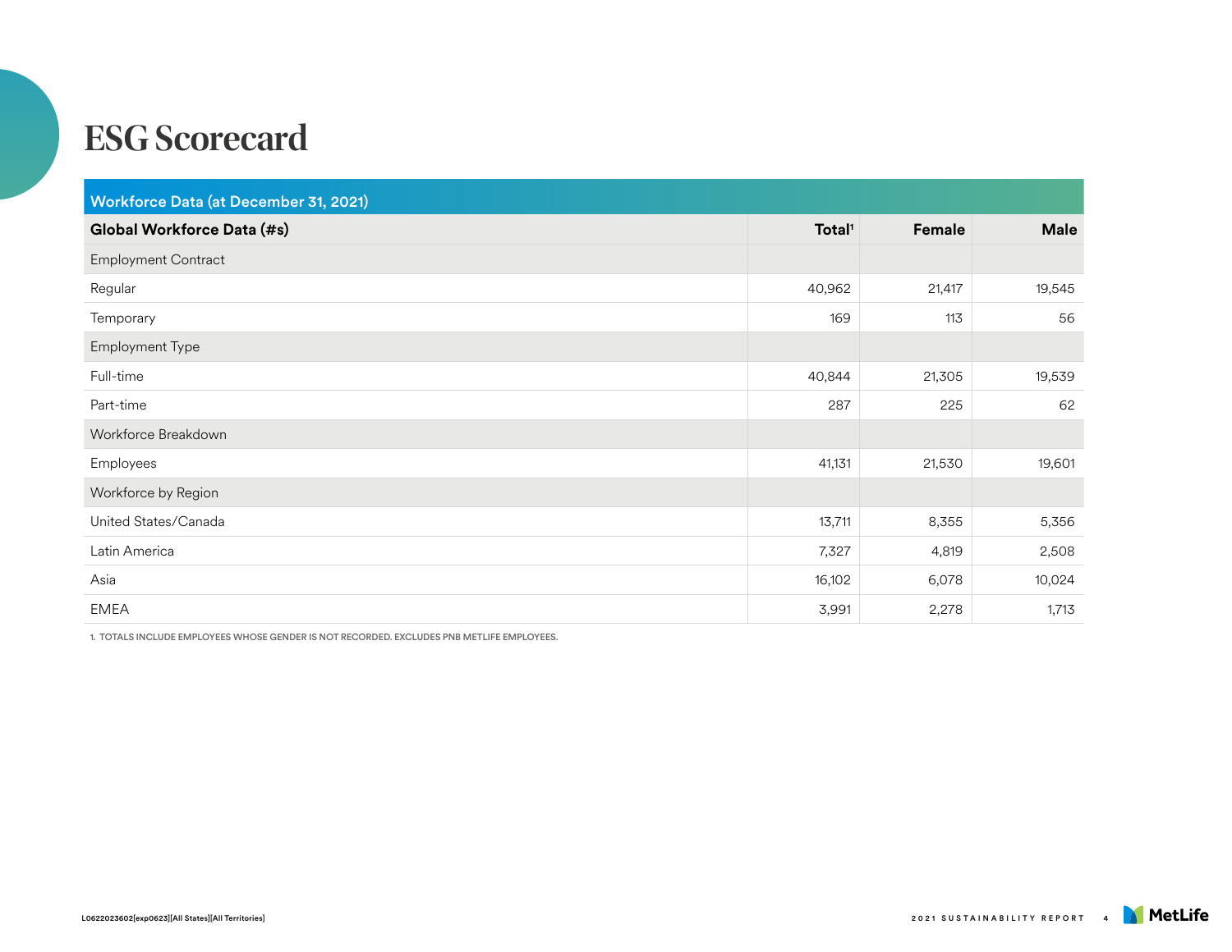# ESG Scorecard

| Workforce Data (at December 31, 2021) | | | |
|---|---|---|---|
| **Global Workforce Data (#s)** | **Total[1]** | **Female** | **Male** |
| Employment Contract | | | |
| Regular | 40,962 | 21,417 | 19,545 |
| Temporary | 169 | 113 | 56 |
| Employment Type | | | |
| Full-time | 40,844 | 21,305 | 19,539 |
| Part-time | 287 | 225 | 62 |
| Workforce Breakdown | | | |
| Employees | 41,131 | 21,530 | 19,601 |
| Workforce by Region | | | |
| United States/Canada | 13,711 | 8,355 | 5,356 |
| Latin America | 7,327 | 4,819 | 2,508 |
| Asia | 16,102 | 6,078 | 10,024 |
| EMEA | 3,991 | 2,278 | 1,713 |

1. TOTALS INCLUDE EMPLOYEES WHOSE GENDER IS NOT RECORDED. EXCLUDES PNB METLIFE EMPLOYEES.

L0622023602[exp0623][All States][All Territories]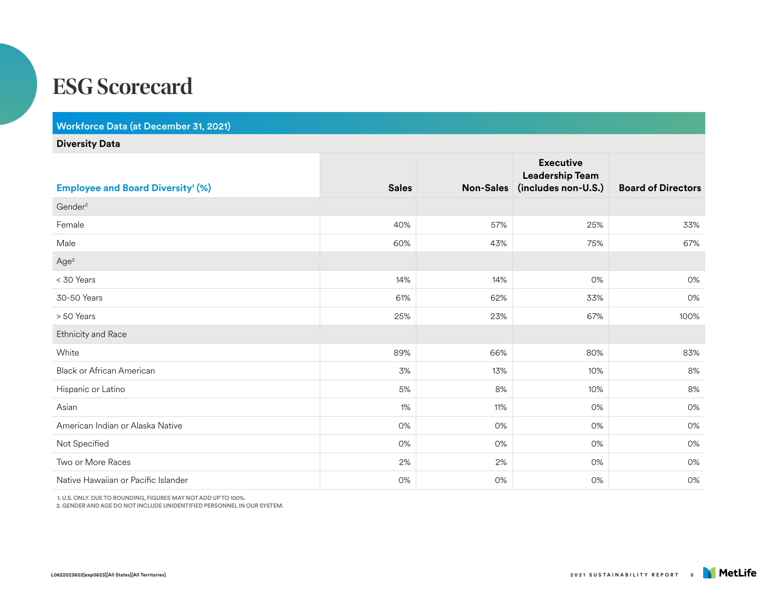# ESG Scorecard

## Workforce Data (at December 31, 2021)

### Diversity Data

| Employee and Board Diversity[1] (%) | Sales | Non-Sales | Executive Leadership Team (includes non-U.S.) | Board of Directors |
|---|---|---|---|---|
| Gender[2] | | | | |
| Female | 40% | 57% | 25% | 33% |
| Male | 60% | 43% | 75% | 67% |
| Age[2] | | | | |
| < 30 Years | 14% | 14% | 0% | 0% |
| 30-50 Years | 61% | 62% | 33% | 0% |
| > 50 Years | 25% | 23% | 67% | 100% |
| Ethnicity and Race | | | | |
| White | 89% | 66% | 80% | 83% |
| Black or African American | 3% | 13% | 10% | 8% |
| Hispanic or Latino | 5% | 8% | 10% | 8% |
| Asian | 1% | 11% | 0% | 0% |
| American Indian or Alaska Native | 0% | 0% | 0% | 0% |
| Not Specified | 0% | 0% | 0% | 0% |
| Two or More Races | 2% | 2% | 0% | 0% |
| Native Hawaiian or Pacific Islander | 0% | 0% | 0% | 0% |

1. U.S. ONLY. DUE TO ROUNDING, FIGURES MAY NOT ADD UP TO 100%.
2. GENDER AND AGE DO NOT INCLUDE UNIDENTIFIED PERSONNEL IN OUR SYSTEM.

L0622023602[exp0623][All States][All Territories]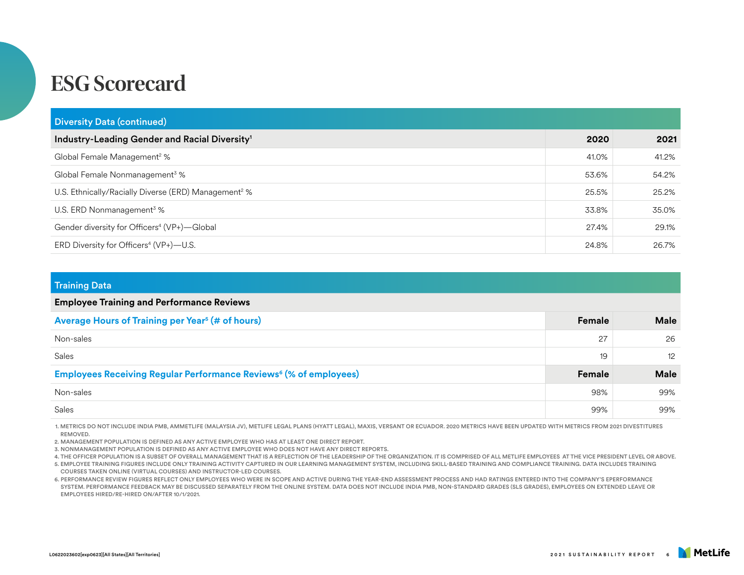# ESG Scorecard

## Diversity Data (continued)

| Industry-Leading Gender and Racial Diversity[1] | 2020 | 2021 |
|---|---|---|
| Global Female Management[2] % | 41.0% | 41.2% |
| Global Female Nonmanagement[3] % | 53.6% | 54.2% |
| U.S. Ethnically/Racially Diverse (ERD) Management[2] % | 25.5% | 25.2% |
| U.S. ERD Nonmanagement[3] % | 33.8% | 35.0% |
| Gender diversity for Officers[4] (VP+)—Global | 27.4% | 29.1% |
| ERD Diversity for Officers[4] (VP+)—U.S. | 24.8% | 26.7% |

## Training Data

| Employee Training and Performance Reviews | | |
|---|---|---|
| **Average Hours of Training per Year[5] (# of hours)** | **Female** | **Male** |
| Non-sales | 27 | 26 |
| Sales | 19 | 12 |
| **Employees Receiving Regular Performance Reviews[6] (% of employees)** | **Female** | **Male** |
| Non-sales | 98% | 99% |
| Sales | 99% | 99% |

1. METRICS DO NOT INCLUDE INDIA PMB, AMMETLIFE (MALAYSIA JV), METLIFE LEGAL PLANS (HYATT LEGAL), MAXIS, VERSANT OR ECUADOR. 2020 METRICS HAVE BEEN UPDATED WITH METRICS FROM 2021 DIVESTITURES REMOVED.
2. MANAGEMENT POPULATION IS DEFINED AS ANY ACTIVE EMPLOYEE WHO HAS AT LEAST ONE DIRECT REPORT.
3. NONMANAGEMENT POPULATION IS DEFINED AS ANY ACTIVE EMPLOYEE WHO DOES NOT HAVE ANY DIRECT REPORTS.
4. THE OFFICER POPULATION IS A SUBSET OF OVERALL MANAGEMENT THAT IS A REFLECTION OF THE LEADERSHIP OF THE ORGANIZATION. IT IS COMPRISED OF ALL METLIFE EMPLOYEES AT THE VICE PRESIDENT LEVEL OR ABOVE.
5. EMPLOYEE TRAINING FIGURES INCLUDE ONLY TRAINING ACTIVITY CAPTURED IN OUR LEARNING MANAGEMENT SYSTEM, INCLUDING SKILL-BASED TRAINING AND COMPLIANCE TRAINING. DATA INCLUDES TRAINING COURSES TAKEN ONLINE (VIRTUAL COURSES) AND INSTRUCTOR-LED COURSES.
6. PERFORMANCE REVIEW FIGURES REFLECT ONLY EMPLOYEES WHO WERE IN SCOPE AND ACTIVE DURING THE YEAR-END ASSESSMENT PROCESS AND HAD RATINGS ENTERED INTO THE COMPANY'S EPERFORMANCE SYSTEM. PERFORMANCE FEEDBACK MAY BE DISCUSSED SEPARATELY FROM THE ONLINE SYSTEM. DATA DOES NOT INCLUDE INDIA PMB, NON-STANDARD GRADES (SLS GRADES), EMPLOYEES ON EXTENDED LEAVE OR EMPLOYEES HIRED/RE-HIRED ON/AFTER 10/1/2021.

L0622023602[exp0623][All States][All Territories]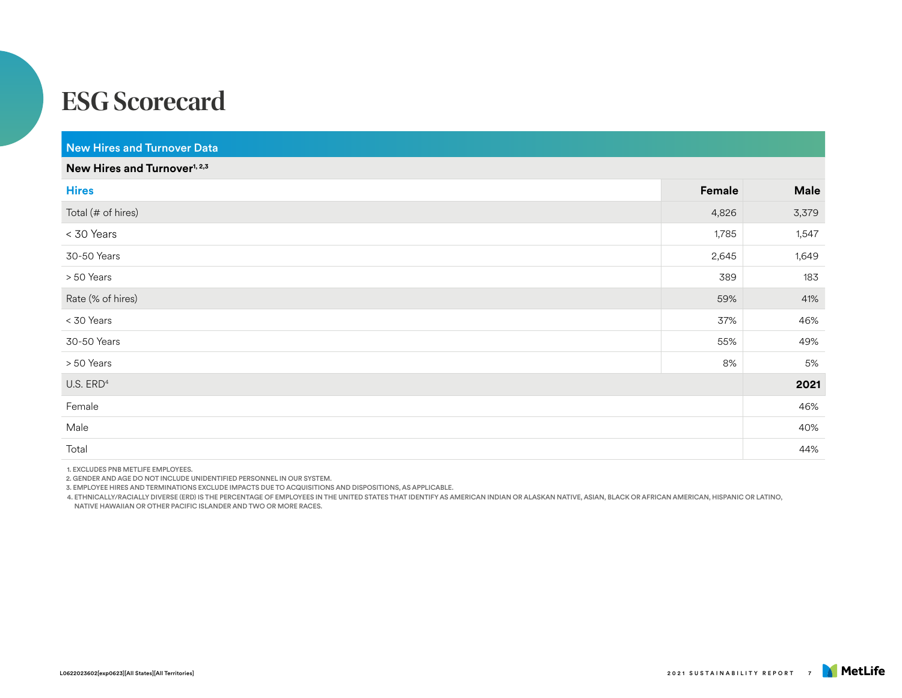# ESG Scorecard

## New Hires and Turnover Data

### New Hires and Turnover[1, 2,3]

| Hires | Female | Male |
|---|---|---|
| Total (# of hires) | 4,826 | 3,379 |
| < 30 Years | 1,785 | 1,547 |
| 30-50 Years | 2,645 | 1,649 |
| > 50 Years | 389 | 183 |
| Rate (% of hires) | 59% | 41% |
| < 30 Years | 37% | 46% |
| 30-50 Years | 55% | 49% |
| > 50 Years | 8% | 5% |

| U.S. ERD[4] | 2021 |
|---|---|
| Female | 46% |
| Male | 40% |
| Total | 44% |

1. EXCLUDES PNB METLIFE EMPLOYEES.
2. GENDER AND AGE DO NOT INCLUDE UNIDENTIFIED PERSONNEL IN OUR SYSTEM.
3. EMPLOYEE HIRES AND TERMINATIONS EXCLUDE IMPACTS DUE TO ACQUISITIONS AND DISPOSITIONS, AS APPLICABLE.
4. ETHNICALLY/RACIALLY DIVERSE (ERD) IS THE PERCENTAGE OF EMPLOYEES IN THE UNITED STATES THAT IDENTIFY AS AMERICAN INDIAN OR ALASKAN NATIVE, ASIAN, BLACK OR AFRICAN AMERICAN, HISPANIC OR LATINO, NATIVE HAWAIIAN OR OTHER PACIFIC ISLANDER AND TWO OR MORE RACES.

L0622023602[exp0623][All States][All Territories]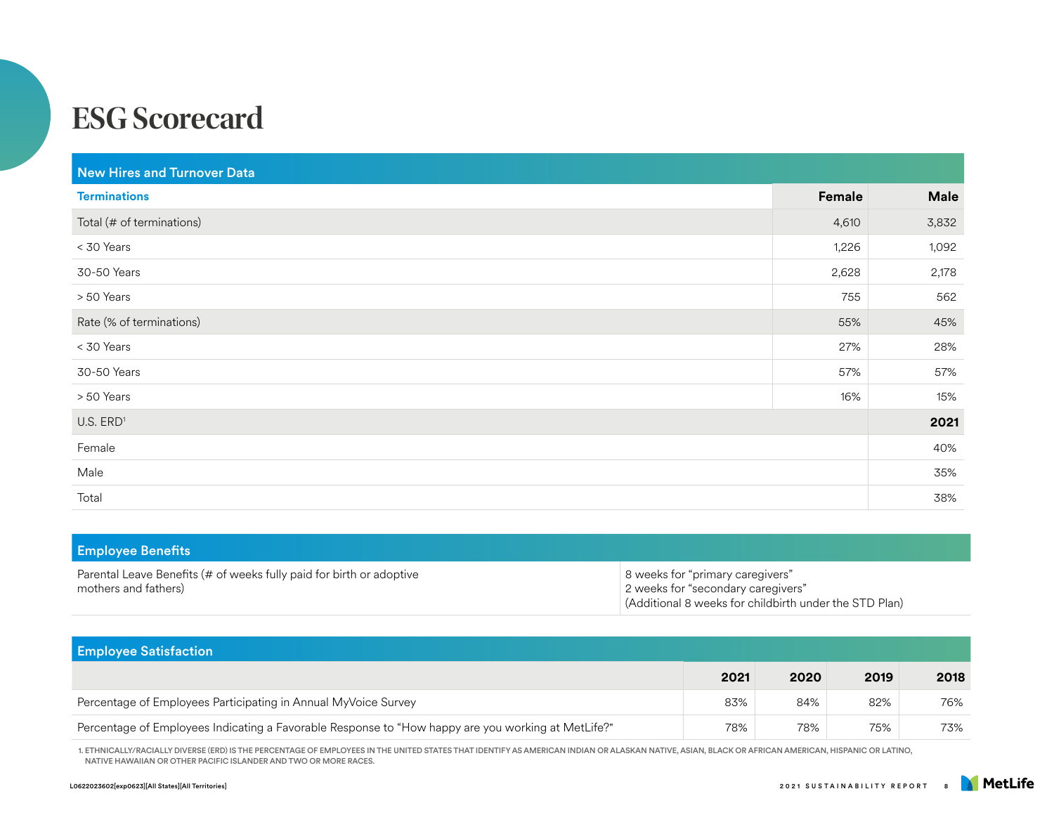# ESG Scorecard

## New Hires and Turnover Data

| Terminations | Female | Male |
|---|---|---|
| Total (# of terminations) | 4,610 | 3,832 |
| < 30 Years | 1,226 | 1,092 |
| 30-50 Years | 2,628 | 2,178 |
| > 50 Years | 755 | 562 |
| Rate (% of terminations) | 55% | 45% |
| < 30 Years | 27% | 28% |
| 30-50 Years | 57% | 57% |
| > 50 Years | 16% | 15% |

| U.S. ERD[1] | 2021 |
|---|---|
| Female | 40% |
| Male | 35% |
| Total | 38% |

## Employee Benefits

| | |
|---|---|
| Parental Leave Benefits (# of weeks fully paid for birth or adoptive mothers and fathers) | 8 weeks for "primary caregivers"<br>2 weeks for "secondary caregivers"<br>(Additional 8 weeks for childbirth under the STD Plan) |

## Employee Satisfaction

| | 2021 | 2020 | 2019 | 2018 |
|---|---|---|---|---|
| Percentage of Employees Participating in Annual MyVoice Survey | 83% | 84% | 82% | 76% |
| Percentage of Employees Indicating a Favorable Response to "How happy are you working at MetLife?" | 78% | 78% | 75% | 73% |

1. ETHNICALLY/RACIALLY DIVERSE (ERD) IS THE PERCENTAGE OF EMPLOYEES IN THE UNITED STATES THAT IDENTIFY AS AMERICAN INDIAN OR ALASKAN NATIVE, ASIAN, BLACK OR AFRICAN AMERICAN, HISPANIC OR LATINO, NATIVE HAWAIIAN OR OTHER PACIFIC ISLANDER AND TWO OR MORE RACES.

L0622023602[exp0623][All States][All Territories]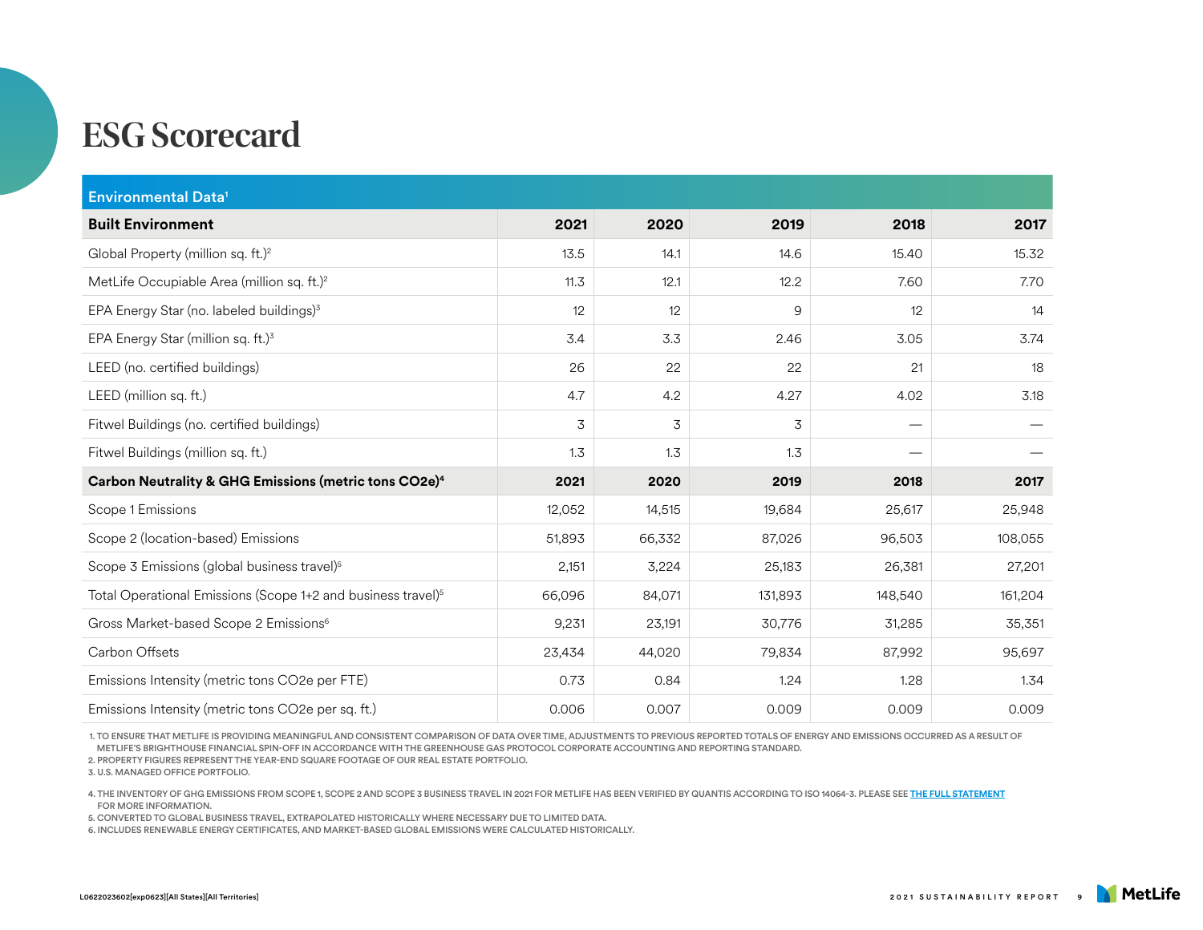# ESG Scorecard

| Environmental Data[1] | | | | | |
|---|---|---|---|---|---|
| **Built Environment** | **2021** | **2020** | **2019** | **2018** | **2017** |
| Global Property (million sq. ft.)[2] | 13.5 | 14.1 | 14.6 | 15.40 | 15.32 |
| MetLife Occupiable Area (million sq. ft.)[2] | 11.3 | 12.1 | 12.2 | 7.60 | 7.70 |
| EPA Energy Star (no. labeled buildings)[3] | 12 | 12 | 9 | 12 | 14 |
| EPA Energy Star (million sq. ft.)[3] | 3.4 | 3.3 | 2.46 | 3.05 | 3.74 |
| LEED (no. certified buildings) | 26 | 22 | 22 | 21 | 18 |
| LEED (million sq. ft.) | 4.7 | 4.2 | 4.27 | 4.02 | 3.18 |
| Fitwel Buildings (no. certified buildings) | 3 | 3 | 3 | — | — |
| Fitwel Buildings (million sq. ft.) | 1.3 | 1.3 | 1.3 | — | — |
| **Carbon Neutrality & GHG Emissions (metric tons CO2e)[4]** | **2021** | **2020** | **2019** | **2018** | **2017** |
| Scope 1 Emissions | 12,052 | 14,515 | 19,684 | 25,617 | 25,948 |
| Scope 2 (location-based) Emissions | 51,893 | 66,332 | 87,026 | 96,503 | 108,055 |
| Scope 3 Emissions (global business travel)[5] | 2,151 | 3,224 | 25,183 | 26,381 | 27,201 |
| Total Operational Emissions (Scope 1+2 and business travel)[5] | 66,096 | 84,071 | 131,893 | 148,540 | 161,204 |
| Gross Market-based Scope 2 Emissions[6] | 9,231 | 23,191 | 30,776 | 31,285 | 35,351 |
| Carbon Offsets | 23,434 | 44,020 | 79,834 | 87,992 | 95,697 |
| Emissions Intensity (metric tons CO2e per FTE) | 0.73 | 0.84 | 1.24 | 1.28 | 1.34 |
| Emissions Intensity (metric tons CO2e per sq. ft.) | 0.006 | 0.007 | 0.009 | 0.009 | 0.009 |

1. TO ENSURE THAT METLIFE IS PROVIDING MEANINGFUL AND CONSISTENT COMPARISON OF DATA OVER TIME, ADJUSTMENTS TO PREVIOUS REPORTED TOTALS OF ENERGY AND EMISSIONS OCCURRED AS A RESULT OF METLIFE'S BRIGHTHOUSE FINANCIAL SPIN-OFF IN ACCORDANCE WITH THE GREENHOUSE GAS PROTOCOL CORPORATE ACCOUNTING AND REPORTING STANDARD.
2. PROPERTY FIGURES REPRESENT THE YEAR-END SQUARE FOOTAGE OF OUR REAL ESTATE PORTFOLIO.
3. U.S. MANAGED OFFICE PORTFOLIO.
4. THE INVENTORY OF GHG EMISSIONS FROM SCOPE 1, SCOPE 2 AND SCOPE 3 BUSINESS TRAVEL IN 2021 FOR METLIFE HAS BEEN VERIFIED BY QUANTIS ACCORDING TO ISO 14064-3. PLEASE SEE THE FULL STATEMENT FOR MORE INFORMATION.
5. CONVERTED TO GLOBAL BUSINESS TRAVEL, EXTRAPOLATED HISTORICALLY WHERE NECESSARY DUE TO LIMITED DATA.
6. INCLUDES RENEWABLE ENERGY CERTIFICATES, AND MARKET-BASED GLOBAL EMISSIONS WERE CALCULATED HISTORICALLY.

L0622023602[exp0623][All States][All Territories]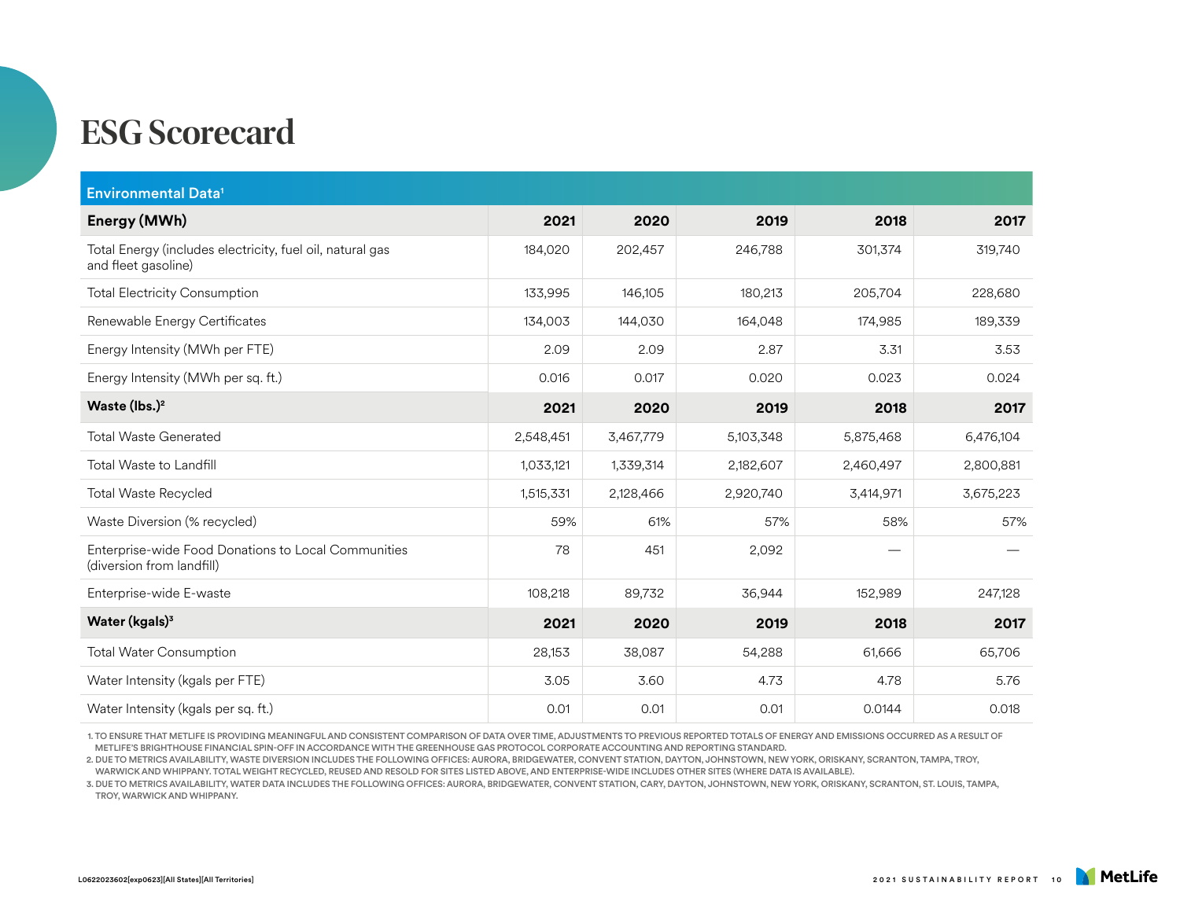# ESG Scorecard

| Environmental Data[1] | | | | | |
|---|---|---|---|---|---|
| **Energy (MWh)** | **2021** | **2020** | **2019** | **2018** | **2017** |
| Total Energy (includes electricity, fuel oil, natural gas and fleet gasoline) | 184,020 | 202,457 | 246,788 | 301,374 | 319,740 |
| Total Electricity Consumption | 133,995 | 146,105 | 180,213 | 205,704 | 228,680 |
| Renewable Energy Certificates | 134,003 | 144,030 | 164,048 | 174,985 | 189,339 |
| Energy Intensity (MWh per FTE) | 2.09 | 2.09 | 2.87 | 3.31 | 3.53 |
| Energy Intensity (MWh per sq. ft.) | 0.016 | 0.017 | 0.020 | 0.023 | 0.024 |
| **Waste (lbs.)[2]** | **2021** | **2020** | **2019** | **2018** | **2017** |
| Total Waste Generated | 2,548,451 | 3,467,779 | 5,103,348 | 5,875,468 | 6,476,104 |
| Total Waste to Landfill | 1,033,121 | 1,339,314 | 2,182,607 | 2,460,497 | 2,800,881 |
| Total Waste Recycled | 1,515,331 | 2,128,466 | 2,920,740 | 3,414,971 | 3,675,223 |
| Waste Diversion (% recycled) | 59% | 61% | 57% | 58% | 57% |
| Enterprise-wide Food Donations to Local Communities (diversion from landfill) | 78 | 451 | 2,092 | — | — |
| Enterprise-wide E-waste | 108,218 | 89,732 | 36,944 | 152,989 | 247,128 |
| **Water (kgals)[3]** | **2021** | **2020** | **2019** | **2018** | **2017** |
| Total Water Consumption | 28,153 | 38,087 | 54,288 | 61,666 | 65,706 |
| Water Intensity (kgals per FTE) | 3.05 | 3.60 | 4.73 | 4.78 | 5.76 |
| Water Intensity (kgals per sq. ft.) | 0.01 | 0.01 | 0.01 | 0.0144 | 0.018 |

1. TO ENSURE THAT METLIFE IS PROVIDING MEANINGFUL AND CONSISTENT COMPARISON OF DATA OVER TIME, ADJUSTMENTS TO PREVIOUS REPORTED TOTALS OF ENERGY AND EMISSIONS OCCURRED AS A RESULT OF METLIFE'S BRIGHTHOUSE FINANCIAL SPIN-OFF IN ACCORDANCE WITH THE GREENHOUSE GAS PROTOCOL CORPORATE ACCOUNTING AND REPORTING STANDARD.
2. DUE TO METRICS AVAILABILITY, WASTE DIVERSION INCLUDES THE FOLLOWING OFFICES: AURORA, BRIDGEWATER, CONVENT STATION, DAYTON, JOHNSTOWN, NEW YORK, ORISKANY, SCRANTON, TAMPA, TROY, WARWICK AND WHIPPANY. TOTAL WEIGHT RECYCLED, REUSED AND RESOLD FOR SITES LISTED ABOVE, AND ENTERPRISE-WIDE INCLUDES OTHER SITES (WHERE DATA IS AVAILABLE).
3. DUE TO METRICS AVAILABILITY, WATER DATA INCLUDES THE FOLLOWING OFFICES: AURORA, BRIDGEWATER, CONVENT STATION, CARY, DAYTON, JOHNSTOWN, NEW YORK, ORISKANY, SCRANTON, ST. LOUIS, TAMPA, TROY, WARWICK AND WHIPPANY.

L0622023602[exp0623][All States][All Territories]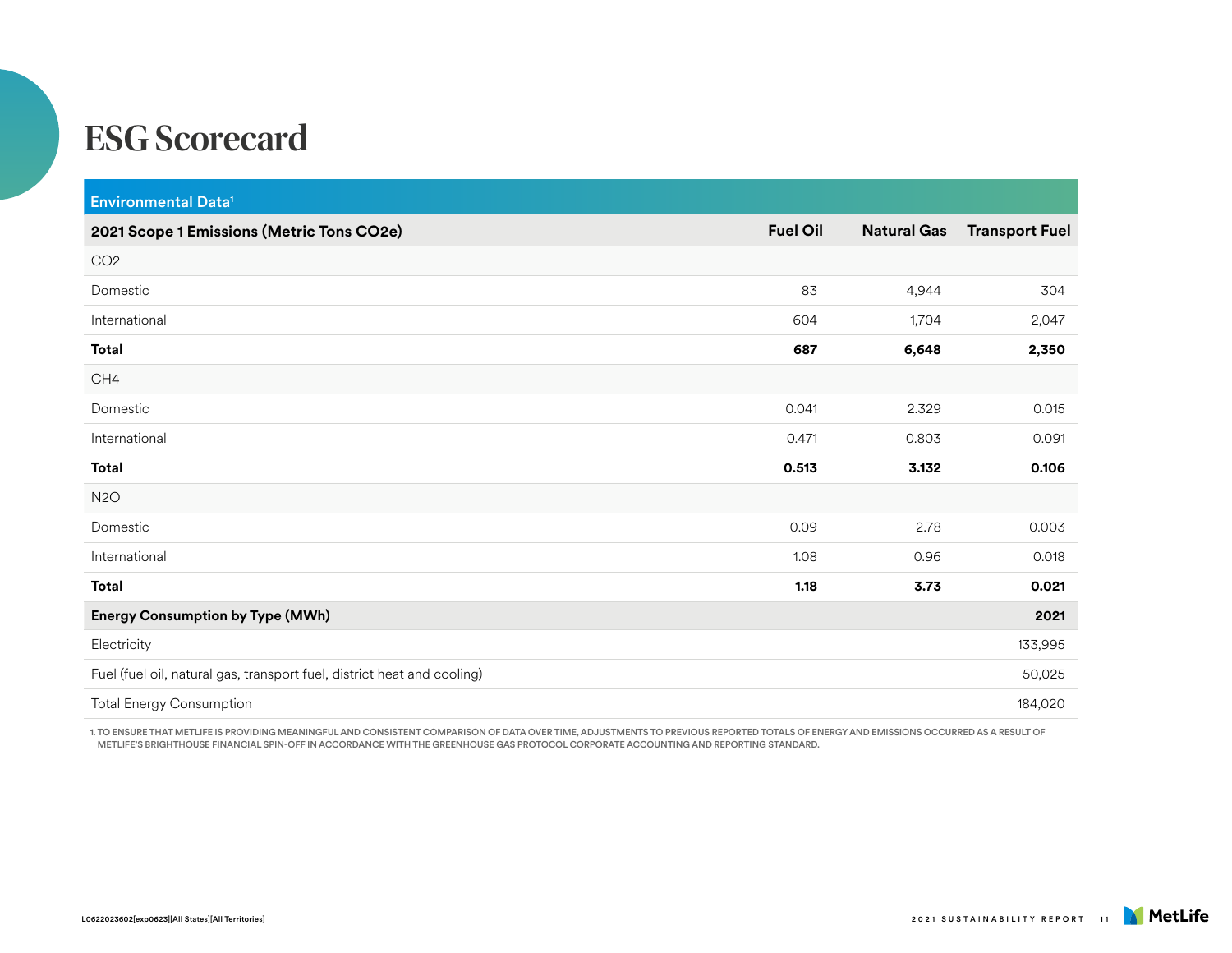# ESG Scorecard

## Environmental Data[1]

| 2021 Scope 1 Emissions (Metric Tons $CO_2e$) | Fuel Oil | Natural Gas | Transport Fuel |
|---|---|---|---|
| $CO_2$ | | | |
| Domestic | 83 | 4,944 | 304 |
| International | 604 | 1,704 | 2,047 |
| **Total** | **687** | **6,648** | **2,350** |
| $CH_4$ | | | |
| Domestic | 0.041 | 2.329 | 0.015 |
| International | 0.471 | 0.803 | 0.091 |
| **Total** | **0.513** | **3.132** | **0.106** |
| $N_2O$ | | | |
| Domestic | 0.09 | 2.78 | 0.003 |
| International | 1.08 | 0.96 | 0.018 |
| **Total** | **1.18** | **3.73** | **0.021** |

| Energy Consumption by Type (MWh) | 2021 |
|---|---|
| Electricity | 133,995 |
| Fuel (fuel oil, natural gas, transport fuel, district heat and cooling) | 50,025 |
| Total Energy Consumption | 184,020 |

1. TO ENSURE THAT METLIFE IS PROVIDING MEANINGFUL AND CONSISTENT COMPARISON OF DATA OVER TIME, ADJUSTMENTS TO PREVIOUS REPORTED TOTALS OF ENERGY AND EMISSIONS OCCURRED AS A RESULT OF METLIFE'S BRIGHTHOUSE FINANCIAL SPIN-OFF IN ACCORDANCE WITH THE GREENHOUSE GAS PROTOCOL CORPORATE ACCOUNTING AND REPORTING STANDARD.

L0622023602[exp0623][All States][All Territories]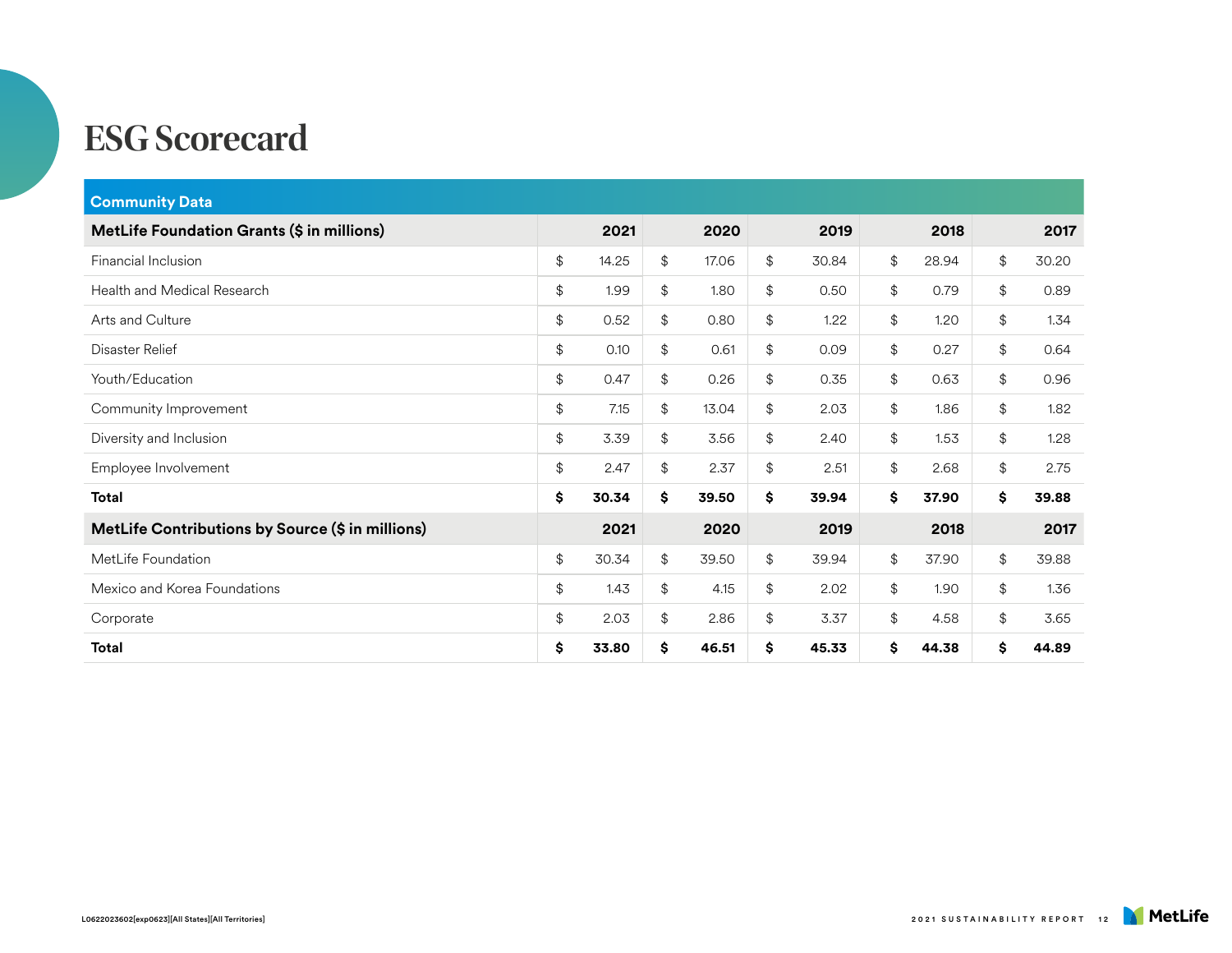# ESG Scorecard

## Community Data

| MetLife Foundation Grants ($ in millions) | 2021 | 2020 | 2019 | 2018 | 2017 |
|---|---|---|---|---|---|
| Financial Inclusion | $ 14.25 | $ 17.06 | $ 30.84 | $ 28.94 | $ 30.20 |
| Health and Medical Research | $ 1.99 | $ 1.80 | $ 0.50 | $ 0.79 | $ 0.89 |
| Arts and Culture | $ 0.52 | $ 0.80 | $ 1.22 | $ 1.20 | $ 1.34 |
| Disaster Relief | $ 0.10 | $ 0.61 | $ 0.09 | $ 0.27 | $ 0.64 |
| Youth/Education | $ 0.47 | $ 0.26 | $ 0.35 | $ 0.63 | $ 0.96 |
| Community Improvement | $ 7.15 | $ 13.04 | $ 2.03 | $ 1.86 | $ 1.82 |
| Diversity and Inclusion | $ 3.39 | $ 3.56 | $ 2.40 | $ 1.53 | $ 1.28 |
| Employee Involvement | $ 2.47 | $ 2.37 | $ 2.51 | $ 2.68 | $ 2.75 |
| **Total** | **$ 30.34** | **$ 39.50** | **$ 39.94** | **$ 37.90** | **$ 39.88** |
| **MetLife Contributions by Source ($ in millions)** | **2021** | **2020** | **2019** | **2018** | **2017** |
| MetLife Foundation | $ 30.34 | $ 39.50 | $ 39.94 | $ 37.90 | $ 39.88 |
| Mexico and Korea Foundations | $ 1.43 | $ 4.15 | $ 2.02 | $ 1.90 | $ 1.36 |
| Corporate | $ 2.03 | $ 2.86 | $ 3.37 | $ 4.58 | $ 3.65 |
| **Total** | **$ 33.80** | **$ 46.51** | **$ 45.33** | **$ 44.38** | **$ 44.89** |

L0622023602[exp0623][All States][All Territories]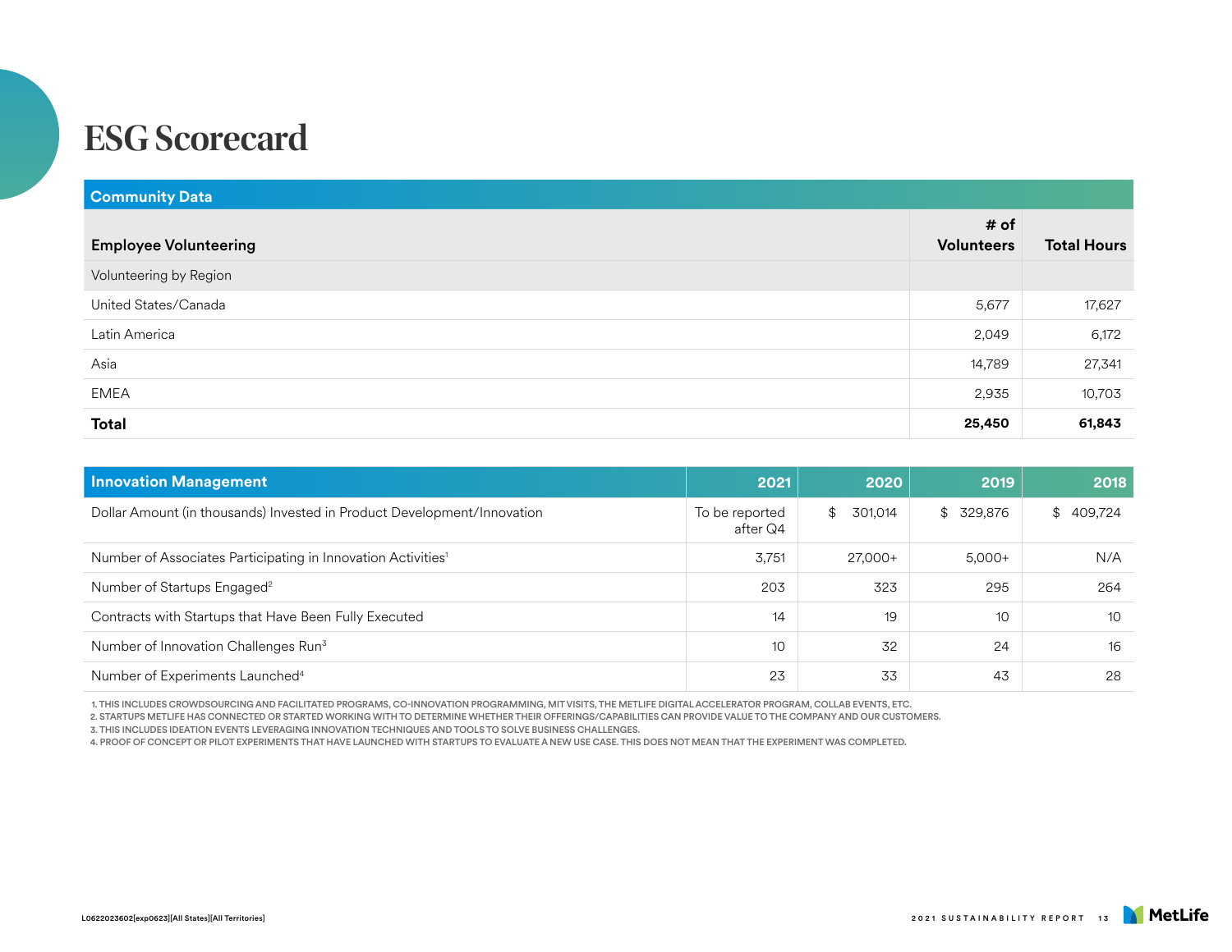# ESG Scorecard

| Community Data | | |
|---|---|---|
| **Employee Volunteering** | **# of Volunteers** | **Total Hours** |
| Volunteering by Region | | |
| United States/Canada | 5,677 | 17,627 |
| Latin America | 2,049 | 6,172 |
| Asia | 14,789 | 27,341 |
| EMEA | 2,935 | 10,703 |
| **Total** | **25,450** | **61,843** |

| Innovation Management | 2021 | 2020 | 2019 | 2018 |
|---|---|---|---|---|
| Dollar Amount (in thousands) Invested in Product Development/Innovation | To be reported after Q4 | $ 301,014 | $ 329,876 | $ 409,724 |
| Number of Associates Participating in Innovation Activities[1] | 3,751 | 27,000+ | 5,000+ | N/A |
| Number of Startups Engaged[2] | 203 | 323 | 295 | 264 |
| Contracts with Startups that Have Been Fully Executed | 14 | 19 | 10 | 10 |
| Number of Innovation Challenges Run[3] | 10 | 32 | 24 | 16 |
| Number of Experiments Launched[4] | 23 | 33 | 43 | 28 |

1. THIS INCLUDES CROWDSOURCING AND FACILITATED PROGRAMS, CO-INNOVATION PROGRAMMING, MIT VISITS, THE METLIFE DIGITAL ACCELERATOR PROGRAM, COLLAB EVENTS, ETC.
2. STARTUPS METLIFE HAS CONNECTED OR STARTED WORKING WITH TO DETERMINE WHETHER THEIR OFFERINGS/CAPABILITIES CAN PROVIDE VALUE TO THE COMPANY AND OUR CUSTOMERS.
3. THIS INCLUDES IDEATION EVENTS LEVERAGING INNOVATION TECHNIQUES AND TOOLS TO SOLVE BUSINESS CHALLENGES.
4. PROOF OF CONCEPT OR PILOT EXPERIMENTS THAT HAVE LAUNCHED WITH STARTUPS TO EVALUATE A NEW USE CASE. THIS DOES NOT MEAN THAT THE EXPERIMENT WAS COMPLETED.

L0622023602[exp0623][All States][All Territories]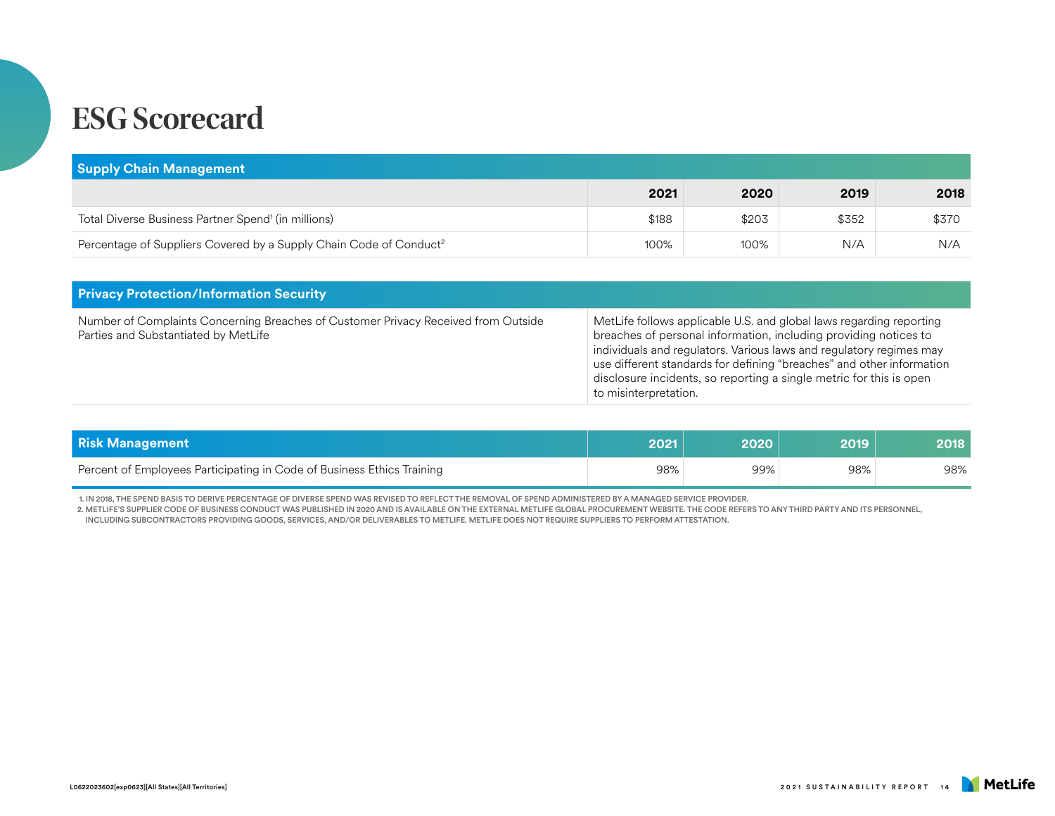# ESG Scorecard

| Supply Chain Management | 2021 | 2020 | 2019 | 2018 |
|---|---|---|---|---|
| Total Diverse Business Partner Spend[1] (in millions) | $188 | $203 | $352 | $370 |
| Percentage of Suppliers Covered by a Supply Chain Code of Conduct[2] | 100% | 100% | N/A | N/A |

| Privacy Protection/Information Security | |
|---|---|
| Number of Complaints Concerning Breaches of Customer Privacy Received from Outside Parties and Substantiated by MetLife | MetLife follows applicable U.S. and global laws regarding reporting breaches of personal information, including providing notices to individuals and regulators. Various laws and regulatory regimes may use different standards for defining "breaches" and other information disclosure incidents, so reporting a single metric for this is open to misinterpretation. |

| Risk Management | 2021 | 2020 | 2019 | 2018 |
|---|---|---|---|---|
| Percent of Employees Participating in Code of Business Ethics Training | 98% | 99% | 98% | 98% |

1. IN 2018, THE SPEND BASIS TO DERIVE PERCENTAGE OF DIVERSE SPEND WAS REVISED TO REFLECT THE REMOVAL OF SPEND ADMINISTERED BY A MANAGED SERVICE PROVIDER.
2. METLIFE'S SUPPLIER CODE OF BUSINESS CONDUCT WAS PUBLISHED IN 2020 AND IS AVAILABLE ON THE EXTERNAL METLIFE GLOBAL PROCUREMENT WEBSITE. THE CODE REFERS TO ANY THIRD PARTY AND ITS PERSONNEL, INCLUDING SUBCONTRACTORS PROVIDING GOODS, SERVICES, AND/OR DELIVERABLES TO METLIFE. METLIFE DOES NOT REQUIRE SUPPLIERS TO PERFORM ATTESTATION.

L0622023602[exp0623][All States][All Territories]